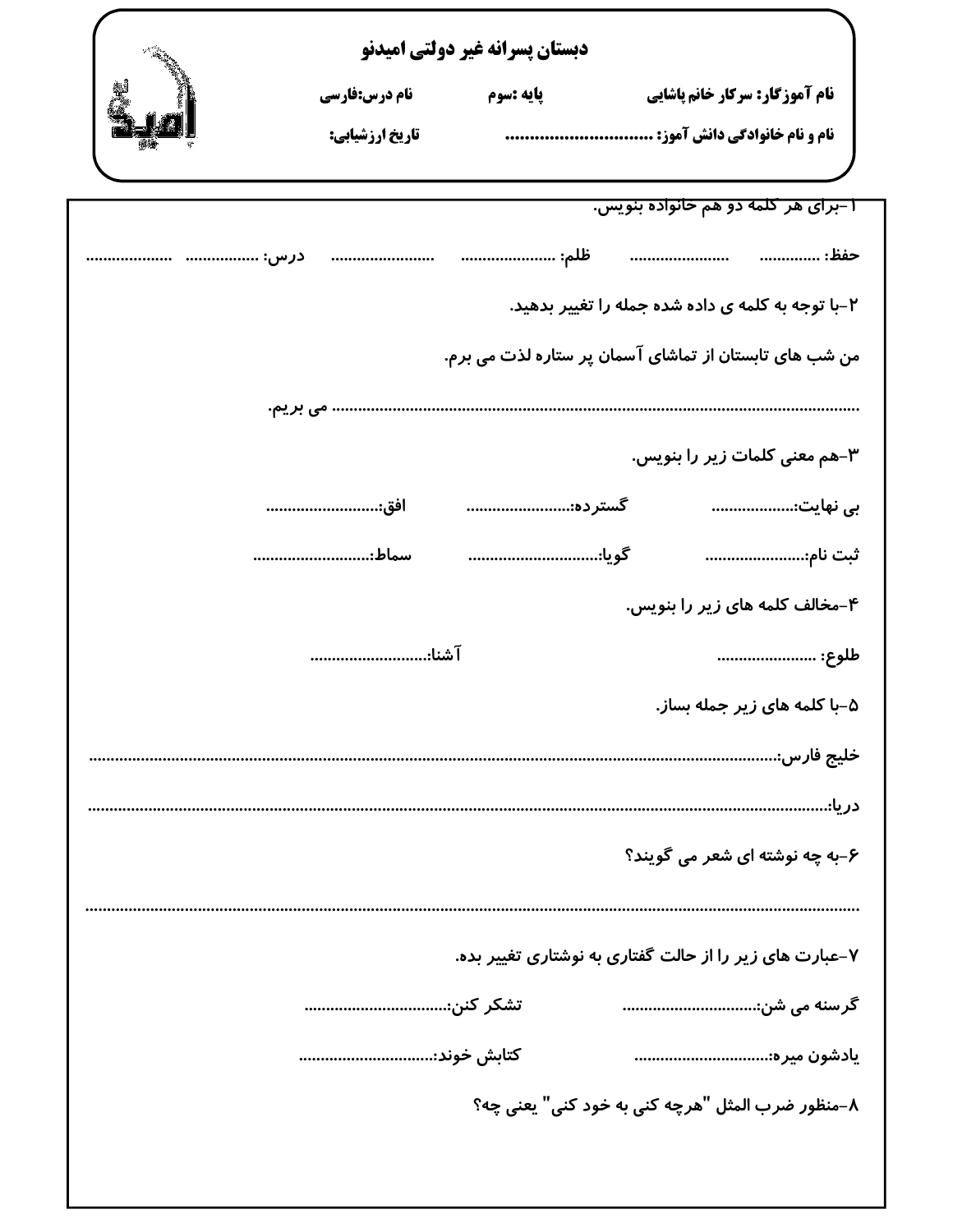**دبستان پسرانه غیر دولتی امیدنو**

**نام آموزگار: سرکار خانم پاشایی** **پایه :سوم** **نام درس:فارسی**

**نام و نام خانوادگی دانش آموز: ..............................** **تاریخ ارزشیابی:**

**۱-برای هر کلمه دو هم خانواده بنویس.**

**حفظ:** .............. .................. **ظلم:** .................. .................. **درس:** ................ ..................

**۲-با توجه به کلمه ی داده شده جمله را تغییر بدهید.**

**من شب های تابستان از تماشای آسمان پر ستاره لذت می برم.**

.................................................................................. **می بریم.**

**۳-هم معنی کلمات زیر را بنویس.**

**بی نهایت:**.................. **گسترده:**.................. **افق:**..........................

**ثبت نام:**.................. **گویا:**.......................... **سماط:**..........................

**۴-مخالف کلمه های زیر را بنویس.**

**طلوع:** .................. **آشنا:**..........................

**۵-با کلمه های زیر جمله بساز.**

**خلیج فارس:**..................................................................................................

**دریا:**..............................................................................................................

**۶-به چه نوشته ای شعر می گویند؟**

..............................................................................................................

**۷-عبارت های زیر را از حالت گفتاری به نوشتاری تغییر بده.**

**گرسنه می شن:**.................. **تشکر کنن:**..........................

**یادشون میره:**.................. **کتابش خوند:**..........................

**۸-منظور ضرب المثل "هرچه کنی به خود کنی" یعنی چه؟**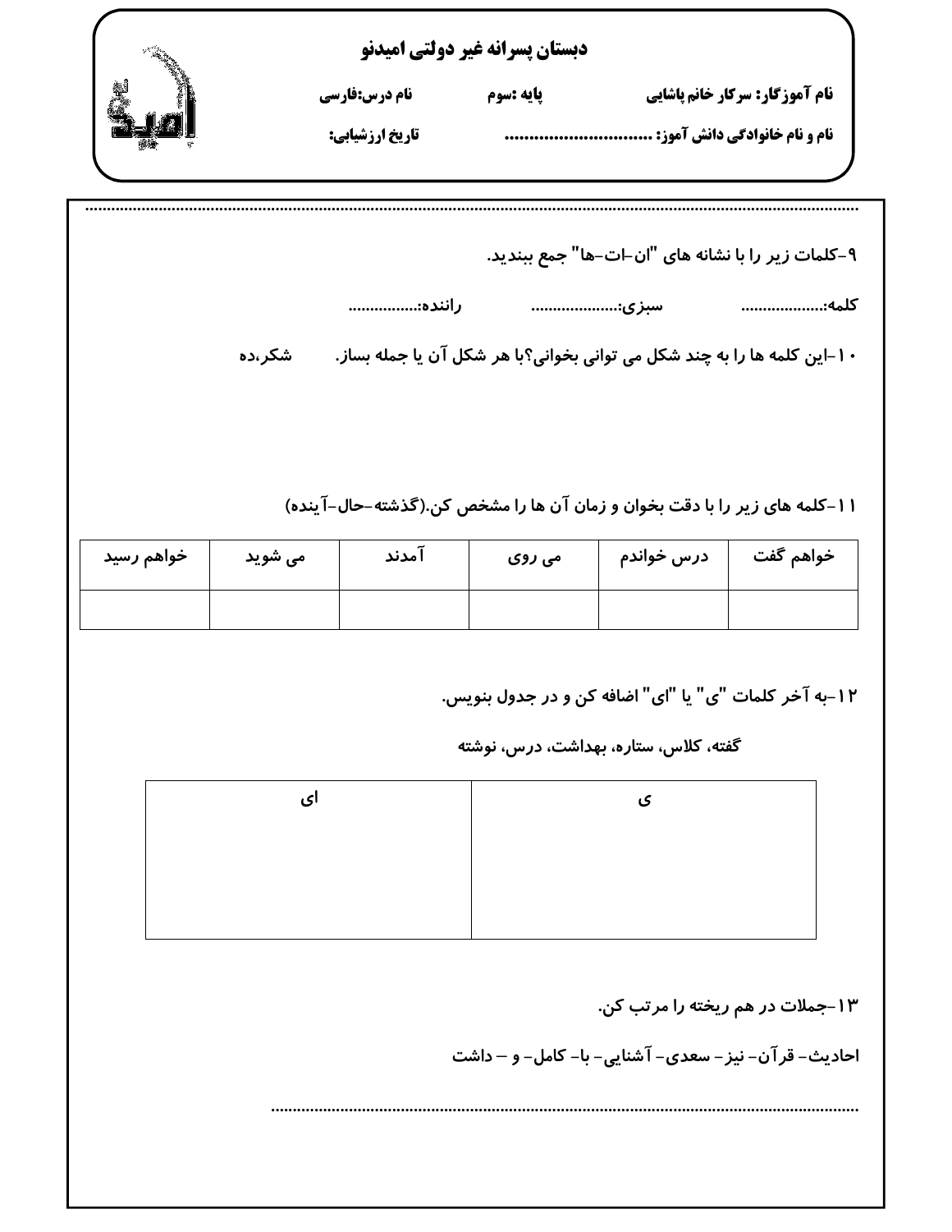**دبستان پسرانه غیر دولتی امیدنو**

**نام آموزگار: سرکار خانم پاشایی** **پایه :سوم** **نام درس:فارسی**

**نام و نام خانوادگی دانش آموز: ..............................** **تاریخ ارزشیابی:**

........................................................................................................................................................................................

**۹-کلمات زیر را با نشانه های "ان-ات-ها" جمع ببندید.**

**کلمه:..................** **سبزی:...................** **راننده:................**

**۱۰-این کلمه ها را به چند شکل می توانی بخوانی؟با هر شکل آن یا جمله بساز.** **شکر،ده**

**۱۱-کلمه های زیر را با دقت بخوان و زمان آن ها را مشخص کن.(گذشته-حال-آینده)**

| خواهم گفت | درس خواندم | می روی | آمدند | می شوید | خواهم رسید |
|---|---|---|---|---|---|
| | | | | | |

**۱۲-به آخر کلمات "ی" یا "ای" اضافه کن و در جدول بنویس.**

**گفته، کلاس، ستاره، بهداشت، درس، نوشته**

| ی | ای |
|---|---|
| | |

**۱۳-جملات در هم ریخته را مرتب کن.**

**احادیث- قرآن- نیز- سعدی- آشنایی- با- کامل- و – داشت**

.......................................................................................................................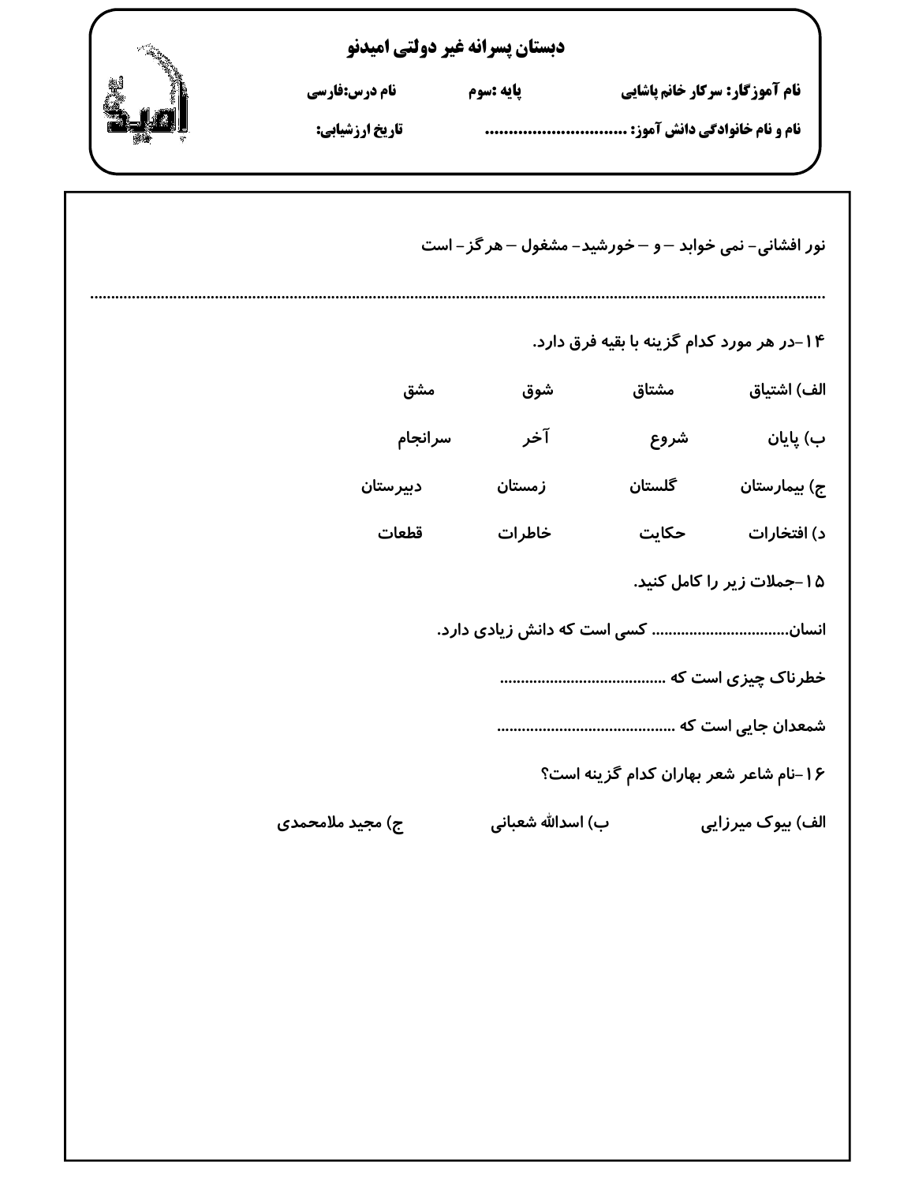**دبستان پسرانه غیر دولتی امیدنو**

**نام آموزگار: سرکار خانم پاشایی** **پایه :سوم** **نام درس:فارسی**

**نام و نام خانوادگی دانش آموز: ..............................** **تاریخ ارزشیابی:**

نور افشانی- نمی خوابد –و –خورشید- مشغول – هرگز- است

..........................................................................................................................................

**۱۴-در هر مورد کدام گزینه با بقیه فرق دارد.**

الف) اشتیاق مشتاق شوق مشق

ب) پایان شروع آخر سرانجام

ج) بیمارستان گلستان زمستان دبیرستان

د) افتخارات حکایت خاطرات قطعات

**۱۵-جملات زیر را کامل کنید.**

انسان............................... کسی است که دانش زیادی دارد.

خطرناک چیزی است که .......................................

شمعدان جایی است که ..........................................

**۱۶-نام شاعر شعر بهاران کدام گزینه است؟**

الف) بیوک میرزایی ب) اسدالله شعبانی ج) مجید ملامحمدی